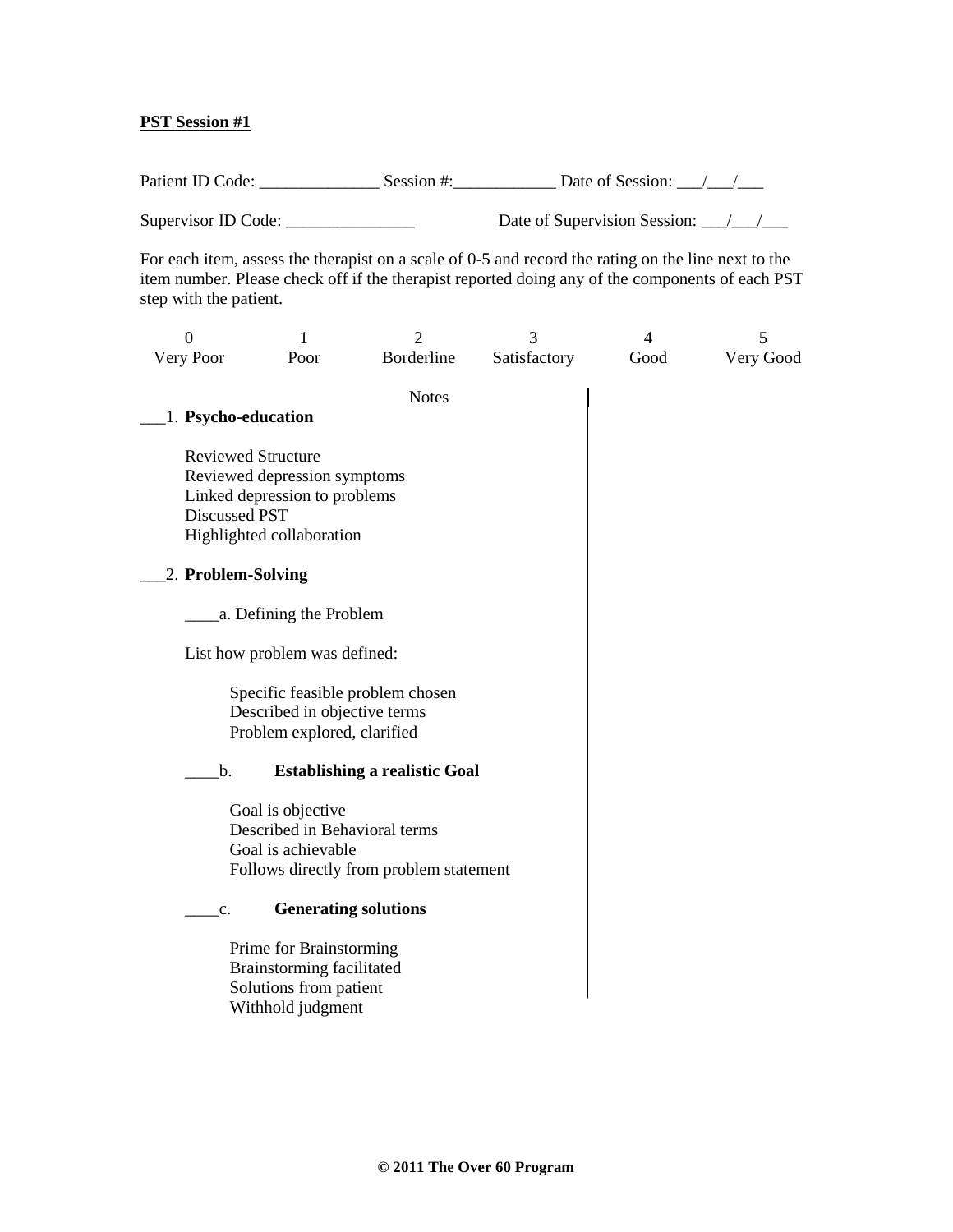**PST Session #1**

Patient ID Code: ______________ Session #:____________ Date of Session: ___/___/___

Supervisor ID Code: _______________ Date of Supervision Session: ___/___/___

For each item, assess the therapist on a scale of 0-5 and record the rating on the line next to the item number. Please check off if the therapist reported doing any of the components of each PST step with the patient.

| 0 | 1 | 2 | 3 | 4 | 5 |
|---|---|---|---|---|---|
| Very Poor | Poor | Borderline | Satisfactory | Good | Very Good |

Notes

___1. **Psycho-education**

Reviewed Structure
Reviewed depression symptoms
Linked depression to problems
Discussed PST
Highlighted collaboration

___2. **Problem-Solving**

____a. Defining the Problem

List how problem was defined:

Specific feasible problem chosen
Described in objective terms
Problem explored, clarified

____b. **Establishing a realistic Goal**

Goal is objective
Described in Behavioral terms
Goal is achievable
Follows directly from problem statement

____c. **Generating solutions**

Prime for Brainstorming
Brainstorming facilitated
Solutions from patient
Withhold judgment

**© 2011 The Over 60 Program**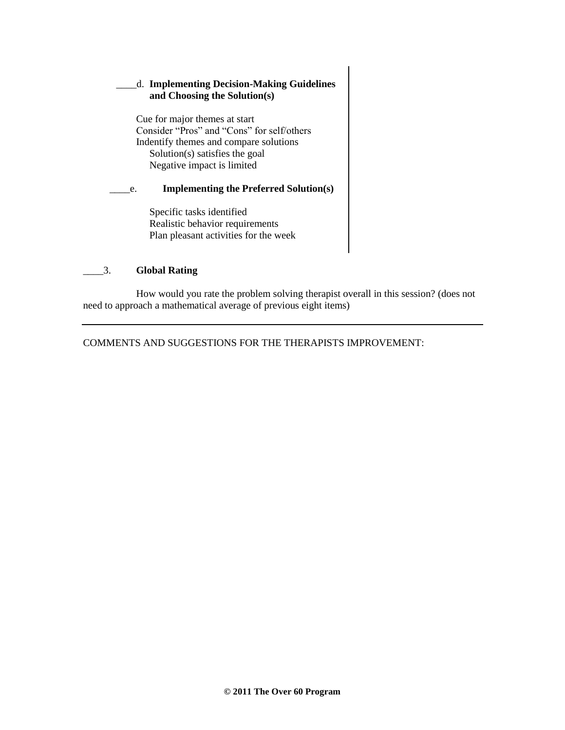____d. **Implementing Decision-Making Guidelines and Choosing the Solution(s)**

Cue for major themes at start
Consider "Pros" and "Cons" for self/others
Indentify themes and compare solutions
  Solution(s) satisfies the goal
  Negative impact is limited

____e. **Implementing the Preferred Solution(s)**

Specific tasks identified
Realistic behavior requirements
Plan pleasant activities for the week

____3. **Global Rating**

How would you rate the problem solving therapist overall in this session? (does not need to approach a mathematical average of previous eight items)

---

COMMENTS AND SUGGESTIONS FOR THE THERAPISTS IMPROVEMENT:

**© 2011 The Over 60 Program**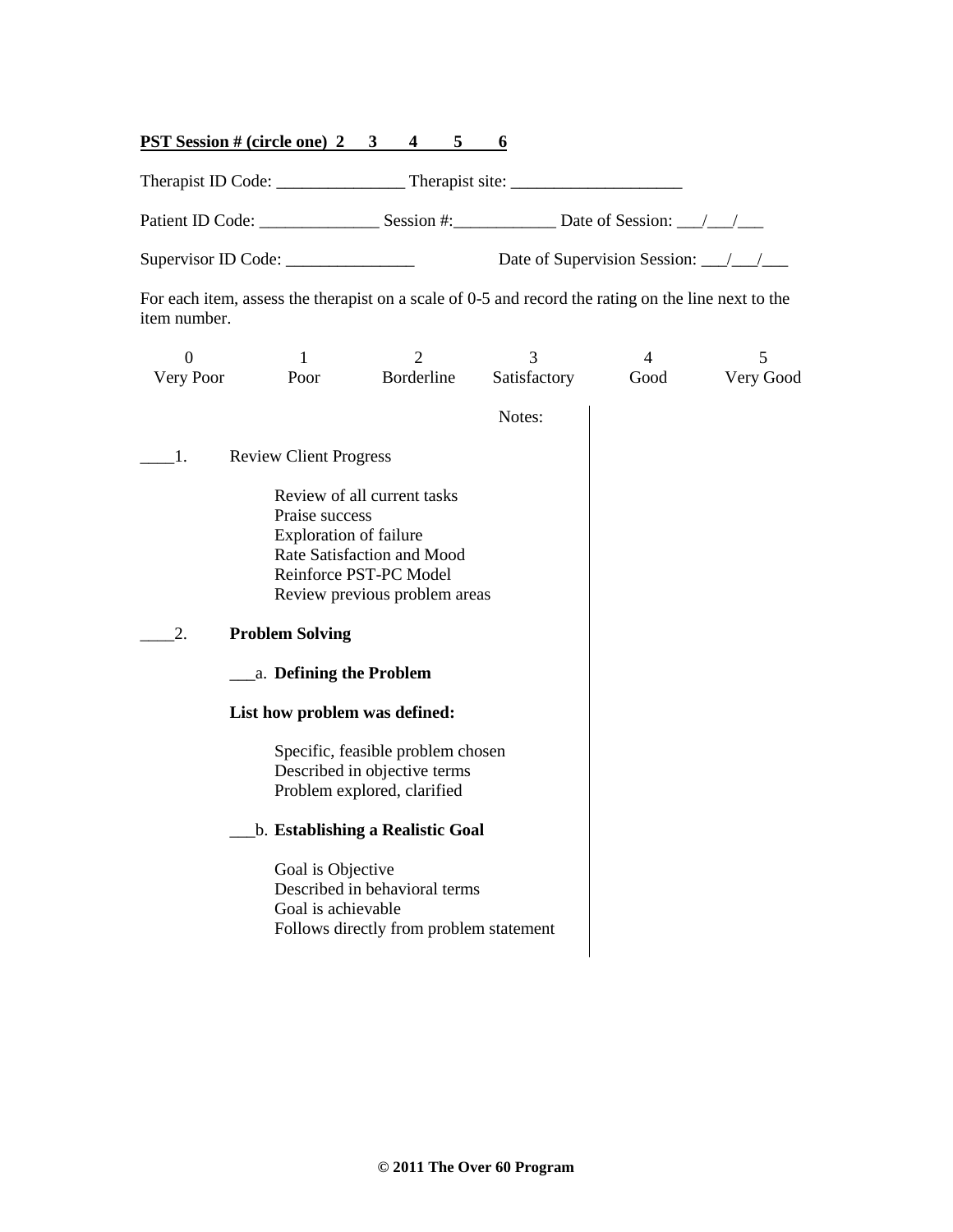**PST Session # (circle one) 2 3 4 5 6**

Therapist ID Code: _______________ Therapist site: ____________________

Patient ID Code: ______________ Session #:____________ Date of Session: ___/___/___

Supervisor ID Code: _______________ Date of Supervision Session: ___/___/___

For each item, assess the therapist on a scale of 0-5 and record the rating on the line next to the item number.

| 0 | 1 | 2 | 3 | 4 | 5 |
|---|---|---|---|---|---|
| Very Poor | Poor | Borderline | Satisfactory | Good | Very Good |

Notes:

____1. Review Client Progress

- Review of all current tasks
- Praise success
- Exploration of failure
- Rate Satisfaction and Mood
- Reinforce PST-PC Model
- Review previous problem areas

____2. **Problem Solving**

___a. **Defining the Problem**

**List how problem was defined:**

- Specific, feasible problem chosen
- Described in objective terms
- Problem explored, clarified

___b. **Establishing a Realistic Goal**

- Goal is Objective
- Described in behavioral terms
- Goal is achievable
- Follows directly from problem statement

**© 2011 The Over 60 Program**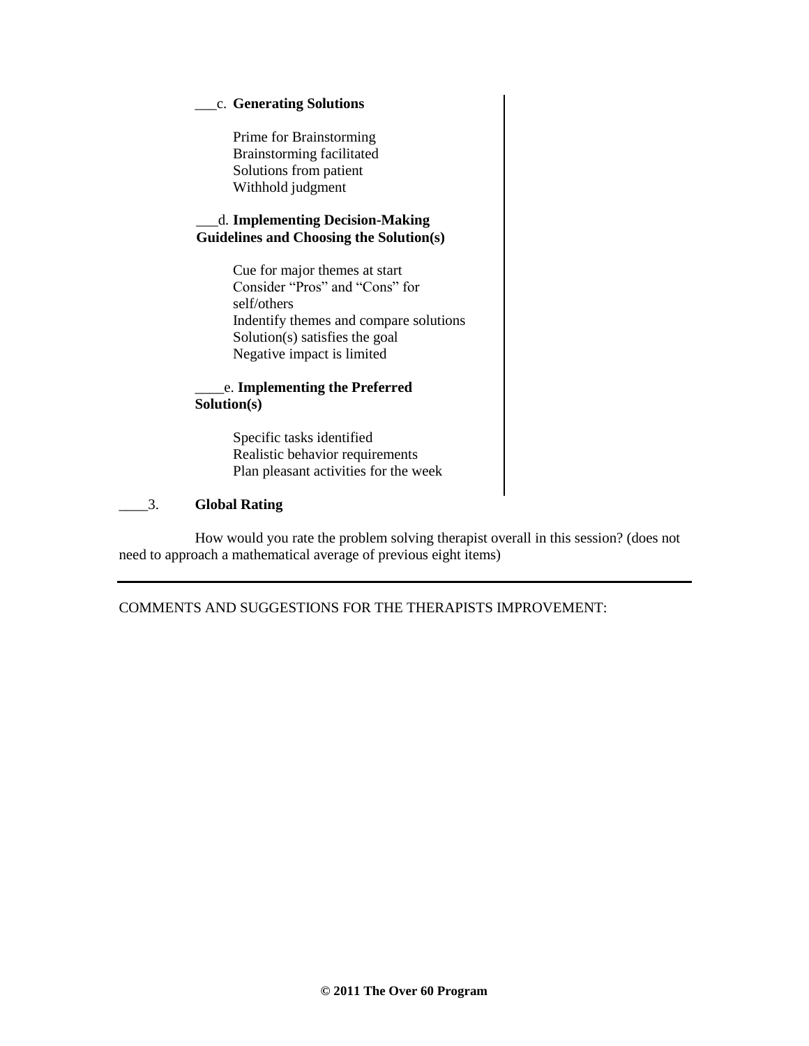___c. **Generating Solutions**

Prime for Brainstorming
Brainstorming facilitated
Solutions from patient
Withhold judgment

___d. **Implementing Decision-Making Guidelines and Choosing the Solution(s)**

Cue for major themes at start
Consider "Pros" and "Cons" for self/others
Indentify themes and compare solutions
Solution(s) satisfies the goal
Negative impact is limited

____e. **Implementing the Preferred Solution(s)**

Specific tasks identified
Realistic behavior requirements
Plan pleasant activities for the week

____3. **Global Rating**

How would you rate the problem solving therapist overall in this session? (does not need to approach a mathematical average of previous eight items)

---

COMMENTS AND SUGGESTIONS FOR THE THERAPISTS IMPROVEMENT:

**© 2011 The Over 60 Program**